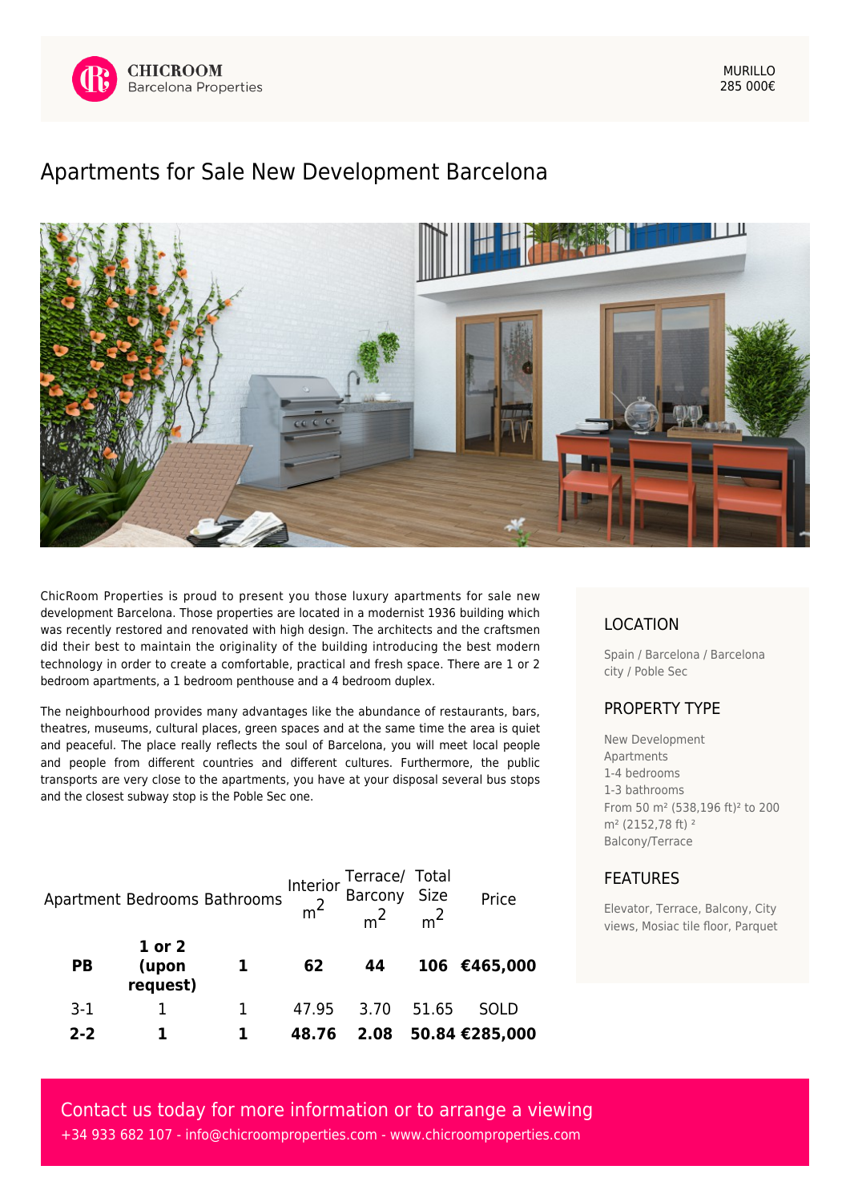CHICROOM
Barcelona Properties

MURILLO
285 000€

# Apartments for Sale New Development Barcelona

ChicRoom Properties is proud to present you those luxury apartments for sale new development Barcelona. Those properties are located in a modernist 1936 building which was recently restored and renovated with high design. The architects and the craftsmen did their best to maintain the originality of the building introducing the best modern technology in order to create a comfortable, practical and fresh space. There are 1 or 2 bedroom apartments, a 1 bedroom penthouse and a 4 bedroom duplex.

The neighbourhood provides many advantages like the abundance of restaurants, bars, theatres, museums, cultural places, green spaces and at the same time the area is quiet and peaceful. The place really reflects the soul of Barcelona, you will meet local people and people from different countries and different cultures. Furthermore, the public transports are very close to the apartments, you have at your disposal several bus stops and the closest subway stop is the Poble Sec one.

| Apartment | Bedrooms | Bathrooms | Interior $m^2$ | Terrace/ Barcony $m^2$ | Total Size $m^2$ | Price |
|---|---|---|---|---|---|---|
| **PB** | **1 or 2 (upon request)** | **1** | **62** | **44** | **106** | **€465,000** |
| 3-1 | 1 | 1 | 47.95 | 3.70 | 51.65 | SOLD |
| **2-2** | **1** | **1** | **48.76** | **2.08** | **50.84** | **€285,000** |

## LOCATION

Spain / Barcelona / Barcelona city / Poble Sec

## PROPERTY TYPE

New Development
Apartments
1-4 bedrooms
1-3 bathrooms
From 50 m² (538,196 ft)² to 200 m² (2152,78 ft) ²
Balcony/Terrace

## FEATURES

Elevator, Terrace, Balcony, City views, Mosiac tile floor, Parquet

Contact us today for more information or to arrange a viewing
+34 933 682 107 - info@chicroomproperties.com - www.chicroomproperties.com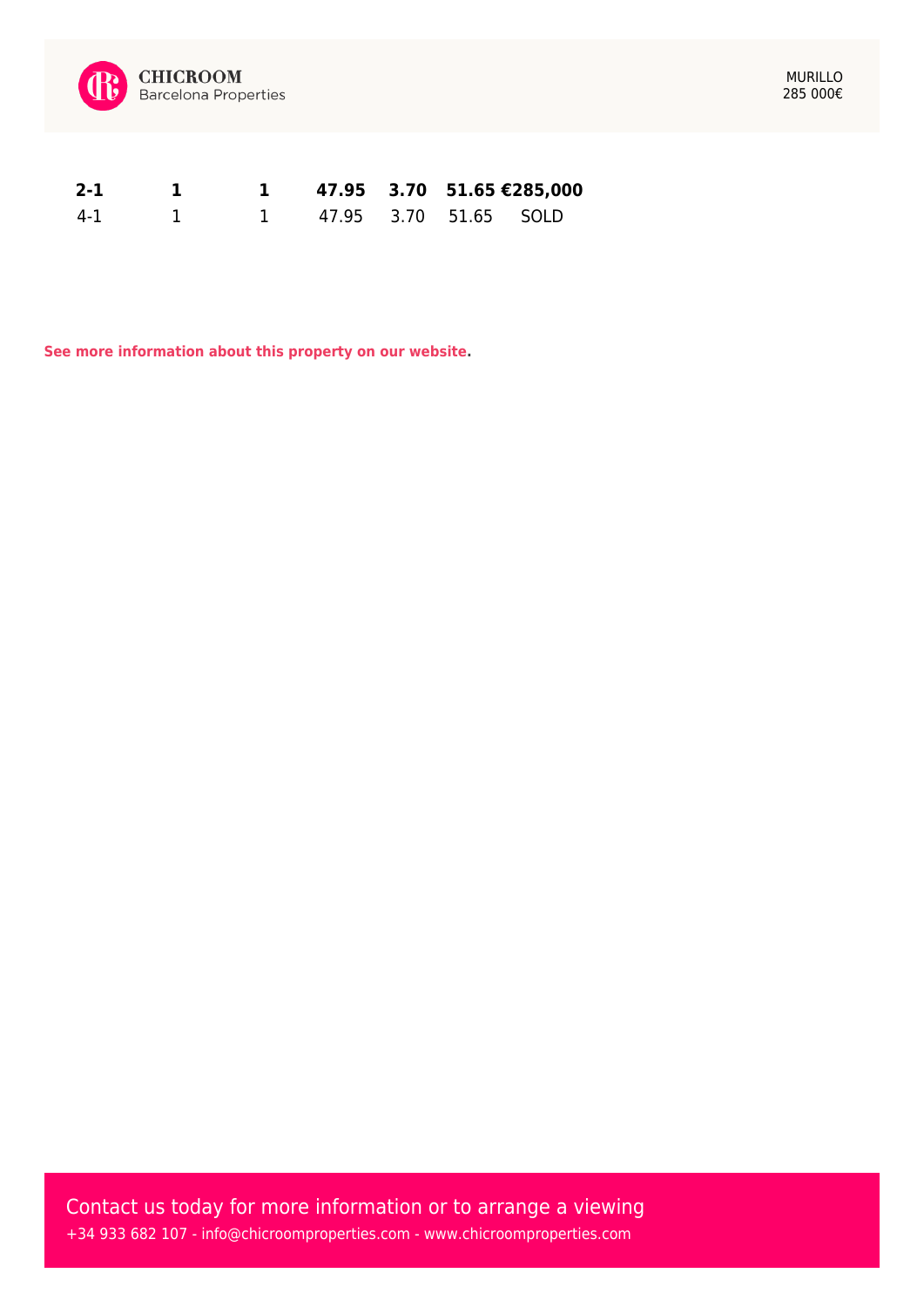| | | | | | | |
|---|---|---|---|---|---|---|
| **2-1** | **1** | **1** | **47.95** | **3.70** | **51.65** | **€285,000** |
| 4-1 | 1 | 1 | 47.95 | 3.70 | 51.65 | SOLD |

**See more information about this property on our website.**

Contact us today for more information or to arrange a viewing

+34 933 682 107 - info@chicroomproperties.com - www.chicroomproperties.com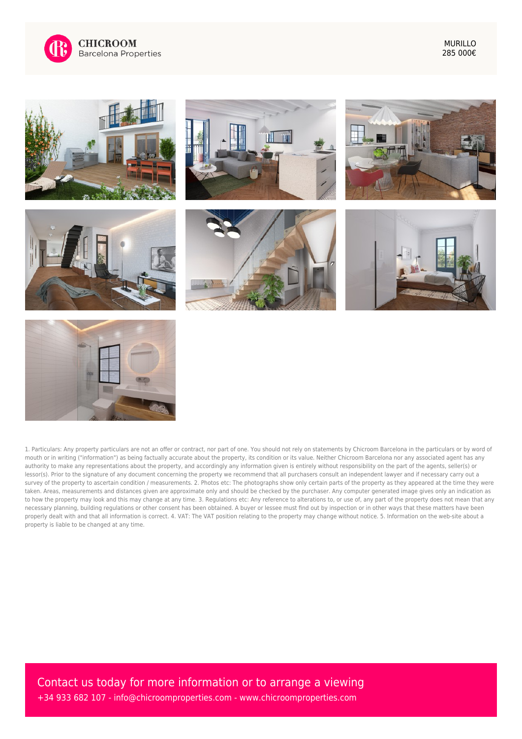MURILLO
285 000€

1. Particulars: Any property particulars are not an offer or contract, nor part of one. You should not rely on statements by Chicroom Barcelona in the particulars or by word of mouth or in writing ("information") as being factually accurate about the property, its condition or its value. Neither Chicroom Barcelona nor any associated agent has any authority to make any representations about the property, and accordingly any information given is entirely without responsibility on the part of the agents, seller(s) or lessor(s). Prior to the signature of any document concerning the property we recommend that all purchasers consult an independent lawyer and if necessary carry out a survey of the property to ascertain condition / measurements. 2. Photos etc: The photographs show only certain parts of the property as they appeared at the time they were taken. Areas, measurements and distances given are approximate only and should be checked by the purchaser. Any computer generated image gives only an indication as to how the property may look and this may change at any time. 3. Regulations etc: Any reference to alterations to, or use of, any part of the property does not mean that any necessary planning, building regulations or other consent has been obtained. A buyer or lessee must find out by inspection or in other ways that these matters have been properly dealt with and that all information is correct. 4. VAT: The VAT position relating to the property may change without notice. 5. Information on the web-site about a property is liable to be changed at any time.

Contact us today for more information or to arrange a viewing
+34 933 682 107 - info@chicroomproperties.com - www.chicroomproperties.com